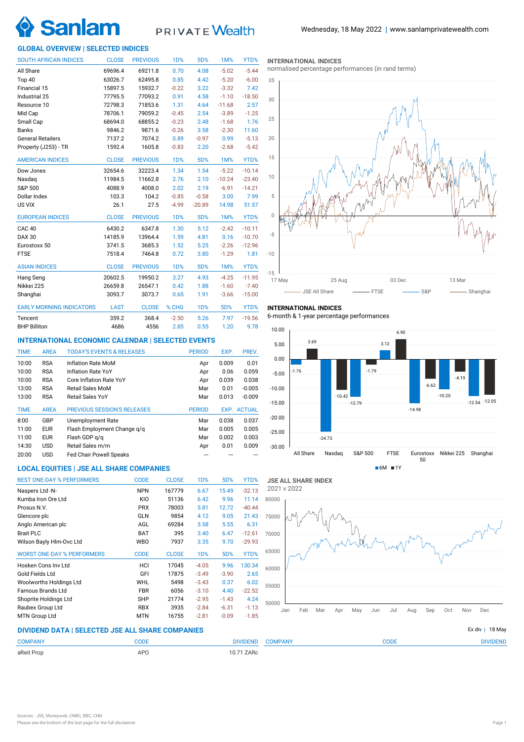Wednesday, 18 May 2022 | www.sanlamprivatewealth.com

## GLOBAL OVERVIEW | SELECTED INDICES

| SOUTH AFRICAN INDICES | CLOSE | PREVIOUS | 1D% | 5D% | 1M% | YTD% |
|---|---|---|---|---|---|---|
| All Share | 69696.4 | 69211.8 | 0.70 | 4.08 | -5.02 | -5.44 |
| Top 40 | 63026.7 | 62495.8 | 0.85 | 4.42 | -5.20 | -6.00 |
| Financial 15 | 15897.5 | 15932.7 | -0.22 | 3.22 | -3.32 | 7.42 |
| Industrial 25 | 77795.5 | 77093.2 | 0.91 | 4.58 | -1.10 | -18.50 |
| Resource 10 | 72798.3 | 71853.6 | 1.31 | 4.64 | -11.68 | 2.57 |
| Mid Cap | 78706.1 | 79059.2 | -0.45 | 2.54 | -3.89 | -1.25 |
| Small Cap | 68694.0 | 68855.2 | -0.23 | 2.48 | -1.68 | 1.76 |
| Banks | 9846.2 | 9871.6 | -0.26 | 3.58 | -2.30 | 11.60 |
| General Retailers | 7137.2 | 7074.2 | 0.89 | -0.97 | 0.99 | -5.13 |
| Property (J253) - TR | 1592.4 | 1605.8 | -0.83 | 2.20 | -2.68 | -5.42 |

| AMERICAN INDICES | CLOSE | PREVIOUS | 1D% | 5D% | 1M% | YTD% |
|---|---|---|---|---|---|---|
| Dow Jones | 32654.6 | 32223.4 | 1.34 | 1.54 | -5.22 | -10.14 |
| Nasdaq | 11984.5 | 11662.8 | 2.76 | 2.10 | -10.24 | -23.40 |
| S&P 500 | 4088.9 | 4008.0 | 2.02 | 2.19 | -6.91 | -14.21 |
| Dollar Index | 103.3 | 104.2 | -0.85 | -0.58 | 3.00 | 7.99 |
| US VIX | 26.1 | 27.5 | -4.99 | -20.89 | 14.98 | 51.57 |

| EUROPEAN INDICES | CLOSE | PREVIOUS | 1D% | 5D% | 1M% | YTD% |
|---|---|---|---|---|---|---|
| CAC 40 | 6430.2 | 6347.8 | 1.30 | 5.12 | -2.42 | -10.11 |
| DAX 30 | 14185.9 | 13964.4 | 1.59 | 4.81 | 0.16 | -10.70 |
| Eurostoxx 50 | 3741.5 | 3685.3 | 1.52 | 5.25 | -2.26 | -12.96 |
| FTSE | 7518.4 | 7464.8 | 0.72 | 3.80 | -1.29 | 1.81 |

| ASIAN INDICES | CLOSE | PREVIOUS | 1D% | 5D% | 1M% | YTD% |
|---|---|---|---|---|---|---|
| Hang Seng | 20602.5 | 19950.2 | 3.27 | 4.93 | -4.25 | -11.95 |
| Nikkei 225 | 26659.8 | 26547.1 | 0.42 | 1.88 | -1.60 | -7.40 |
| Shanghai | 3093.7 | 3073.7 | 0.65 | 1.91 | -3.66 | -15.00 |

| EARLY MORNING INDICATORS | LAST | CLOSE | % CHG | 1D% | 5D% | YTD% |
|---|---|---|---|---|---|---|
| Tencent | 359.2 | 368.4 | -2.50 | 5.26 | 7.97 | -19.56 |
| BHP Billiton | 4686 | 4556 | 2.85 | 0.55 | 1.20 | 9.78 |

### INTERNATIONAL INDICES
normalised percentage performances (in rand terms)

(Chart: JSE All Share, FTSE, S&P, Shanghai; 17 May – 13 Mar)

### INTERNATIONAL INDICES
6-month & 1-year percentage performances

| Index | 6M | 1Y |
|---|---|---|
| All Share | -1.76 | 3.69 |
| Nasdaq | -24.73 | -10.42 |
| S&P 500 | -12.79 | -1.79 |
| FTSE | 3.12 | 6.90 |
| Eurostoxx 50 | -14.98 | -6.62 |
| Nikkei 225 | -10.20 | -4.19 |
| Shanghai | -12.54 | -12.05 |

## INTERNATIONAL ECONOMIC CALENDAR | SELECTED EVENTS

| TIME | AREA | TODAY'S EVENTS & RELEASES | PERIOD | EXP. | PREV. |
|---|---|---|---|---|---|
| 10:00 | RSA | Inflation Rate MoM | Apr | 0.009 | 0.01 |
| 10:00 | RSA | Inflation Rate YoY | Apr | 0.06 | 0.059 |
| 10:00 | RSA | Core Inflation Rate YoY | Apr | 0.039 | 0.038 |
| 13:00 | RSA | Retail Sales MoM | Mar | 0.01 | -0.005 |
| 13:00 | RSA | Retail Sales YoY | Mar | 0.013 | -0.009 |

| TIME | AREA | PREVIOUS SESSION'S RELEASES | PERIOD | EXP. | ACTUAL |
|---|---|---|---|---|---|
| 8:00 | GBP | Unemployment Rate | Mar | 0.038 | 0.037 |
| 11:00 | EUR | Flash Employment Change q/q | Mar | 0.005 | 0.005 |
| 11:00 | EUR | Flash GDP q/q | Mar | 0.002 | 0.003 |
| 14:30 | USD | Retail Sales m/m | Apr | 0.01 | 0.009 |
| 20:00 | USD | Fed Chair Powell Speaks | --- | --- | --- |

## LOCAL EQUITIES | JSE ALL SHARE COMPANIES

| BEST ONE-DAY % PERFORMERS | CODE | CLOSE | 1D% | 5D% | YTD% |
|---|---|---|---|---|---|
| Naspers Ltd -N- | NPN | 167779 | 6.67 | 15.49 | -32.13 |
| Kumba Iron Ore Ltd | KIO | 51136 | 6.42 | 9.96 | 11.14 |
| Prosus N.V. | PRX | 78003 | 5.81 | 12.72 | -40.44 |
| Glencore plc | GLN | 9854 | 4.12 | 9.05 | 21.43 |
| Anglo American plc | AGL | 69284 | 3.58 | 5.55 | 6.31 |
| Brait PLC | BAT | 395 | 3.40 | 6.47 | -12.61 |
| Wilson Bayly Hlm-Ovc Ltd | WBO | 7937 | 3.35 | 9.70 | -29.93 |

| WORST ONE-DAY % PERFORMERS | CODE | CLOSE | 1D% | 5D% | YTD% |
|---|---|---|---|---|---|
| Hosken Cons Inv Ltd | HCI | 17045 | -4.05 | 9.96 | 130.34 |
| Gold Fields Ltd | GFI | 17875 | -3.49 | -3.90 | 2.65 |
| Woolworths Holdings Ltd | WHL | 5498 | -3.43 | 0.37 | 6.02 |
| Famous Brands Ltd | FBR | 6056 | -3.10 | 4.40 | -22.52 |
| Shoprite Holdings Ltd | SHP | 21774 | -2.95 | -1.43 | 4.24 |
| Raubex Group Ltd | RBX | 3935 | -2.84 | -6.31 | -1.13 |
| MTN Group Ltd | MTN | 16755 | -2.81 | -0.09 | -1.85 |

### JSE ALL SHARE INDEX
2021 v 2022

## DIVIDEND DATA | SELECTED JSE ALL SHARE COMPANIES

Ex div | 18 May

| COMPANY | CODE | DIVIDEND | COMPANY | CODE | DIVIDEND |
|---|---|---|---|---|---|
| aReit Prop | APO | 10.71 ZARc | | | |

Sources : JSE, Moneyweb, CNBC, BBC, CNN
Please see the bottom of the last page for the full disclaimer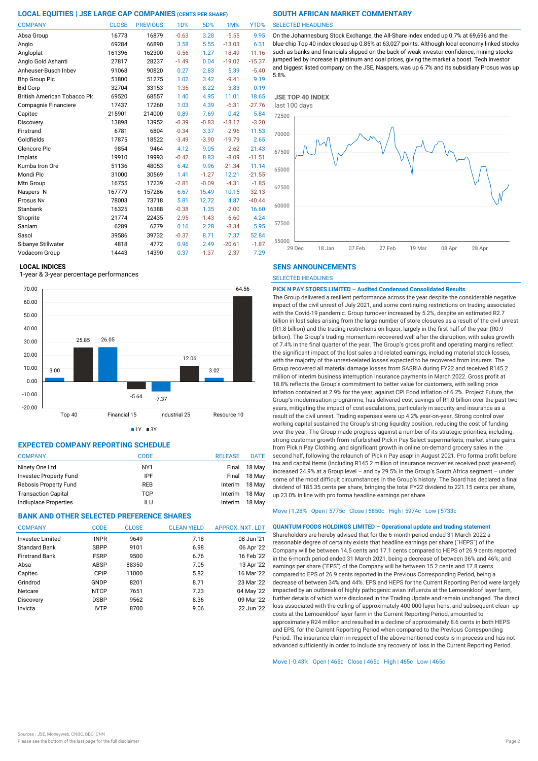## LOCAL EQUITIES | JSE LARGE CAP COMPANIES (CENTS PER SHARE)

| COMPANY | CLOSE | PREVIOUS | 1D% | 5D% | 1M% | YTD% |
|---|---|---|---|---|---|---|
| Absa Group | 16773 | 16879 | -0.63 | 3.28 | -5.55 | 9.95 |
| Anglo | 69284 | 66890 | 3.58 | 5.55 | -13.03 | 6.31 |
| Angloplat | 161396 | 162300 | -0.56 | 1.27 | -18.49 | -11.16 |
| Anglo Gold Ashanti | 27817 | 28237 | -1.49 | 0.04 | -19.02 | -15.37 |
| Anheuser-Busch Inbev | 91068 | 90820 | 0.27 | 2.83 | 5.39 | -5.40 |
| Bhp Group Plc | 51800 | 51275 | 1.02 | 3.42 | -9.41 | 9.19 |
| Bid Corp | 32704 | 33153 | -1.35 | 8.22 | 3.83 | 0.19 |
| British American Tobacco Plc | 69520 | 68557 | 1.40 | 4.95 | 11.01 | 18.65 |
| Compagnie Financiere | 17437 | 17260 | 1.03 | 4.39 | -6.31 | -27.76 |
| Capitec | 215901 | 214000 | 0.89 | 7.69 | 0.42 | 5.84 |
| Discovery | 13898 | 13952 | -0.39 | -0.83 | -18.12 | -3.20 |
| Firstrand | 6781 | 6804 | -0.34 | 3.37 | -2.96 | 11.53 |
| Goldfields | 17875 | 18522 | -3.49 | -3.90 | -19.79 | 2.65 |
| Glencore Plc | 9854 | 9464 | 4.12 | 9.05 | -2.62 | 21.43 |
| Implats | 19910 | 19993 | -0.42 | 8.83 | -8.09 | -11.51 |
| Kumba Iron Ore | 51136 | 48053 | 6.42 | 9.96 | -21.34 | 11.14 |
| Mondi Plc | 31000 | 30569 | 1.41 | -1.27 | 12.21 | -21.55 |
| Mtn Group | 16755 | 17239 | -2.81 | -0.09 | -4.31 | -1.85 |
| Naspers -N | 167779 | 157286 | 6.67 | 15.49 | 10.15 | -32.13 |
| Prosus Nv | 78003 | 73718 | 5.81 | 12.72 | 4.87 | -40.44 |
| Stanbank | 16325 | 16388 | -0.38 | 1.35 | -2.00 | 16.60 |
| Shoprite | 21774 | 22435 | -2.95 | -1.43 | -6.60 | 4.24 |
| Sanlam | 6289 | 6279 | 0.16 | 2.28 | -8.34 | 5.95 |
| Sasol | 39586 | 39732 | -0.37 | 8.71 | 7.37 | 52.84 |
| Sibanye Stillwater | 4818 | 4772 | 0.96 | 2.49 | -20.61 | -1.87 |
| Vodacom Group | 14443 | 14390 | 0.37 | -1.37 | -2.37 | 7.29 |

## LOCAL INDICES

1-year & 3-year percentage performances

| Index | 1Y | 3Y |
|---|---|---|
| Top 40 | 3.00 | 25.85 |
| Financial 15 | 26.05 | -5.64 |
| Industrial 25 | -7.37 | 12.06 |
| Resource 10 | 3.02 | 64.56 |

## EXPECTED COMPANY REPORTING SCHEDULE

| COMPANY | CODE | RELEASE | DATE |
|---|---|---|---|
| Ninety One Ltd | NY1 | Final | 18 May |
| Investec Property Fund | IPF | Final | 18 May |
| Rebosis Property Fund | REB | Interim | 18 May |
| Transaction Capital | TCP | Interim | 18 May |
| Indluplace Properties | ILU | Interim | 18 May |

## BANK AND OTHER SELECTED PREFERENCE SHARES

| COMPANY | CODE | CLOSE | CLEAN YIELD | APPROX. NXT. LDT |
|---|---|---|---|---|
| Investec Limited | INPR | 9649 | 7.18 | 08 Jun '21 |
| Standard Bank | SBPP | 9101 | 6.98 | 06 Apr '22 |
| Firstrand Bank | FSRP | 9500 | 6.76 | 16 Feb '22 |
| Absa | ABSP | 88350 | 7.05 | 13 Apr '22 |
| Capitec | CPIP | 11000 | 5.82 | 16 Mar '22 |
| Grindrod | GNDP | 8201 | 8.71 | 23 Mar '22 |
| Netcare | NTCP | 7651 | 7.23 | 04 May '22 |
| Discovery | DSBP | 9562 | 8.36 | 09 Mar '22 |
| Invicta | IVTP | 8700 | 9.06 | 22 Jun '22 |

## SOUTH AFRICAN MARKET COMMENTARY

SELECTED HEADLINES

On the Johannesburg Stock Exchange, the All-Share index ended up 0.7% at 69,696 and the blue-chip Top 40 index closed up 0.85% at 63,027 points. Although local economy linked stocks such as banks and financials slipped on the back of weak investor confidence, mining stocks jumped led by increase in platinum and coal prices, giving the market a boost. Tech investor and biggest listed company on the JSE, Naspers, was up 6.7% and its subsidiary Prosus was up 5.8%.

**JSE TOP 40 INDEX**
last 100 days

## SENS ANNOUNCEMENTS

SELECTED HEADLINES

**PICK N PAY STORES LIMITED – Audited Condensed Consolidated Results**

The Group delivered a resilient performance across the year despite the considerable negative impact of the civil unrest of July 2021, and some continuing restrictions on trading associated with the Covid-19 pandemic. Group turnover increased by 5.2%, despite an estimated R2.7 billion in lost sales arising from the large number of store closures as a result of the civil unrest (R1.8 billion) and the trading restrictions on liquor, largely in the first half of the year (R0.9 billion). The Group's trading momentum recovered well after the disruption, with sales growth of 7.4% in the final quarter of the year. The Group's gross profit and operating margins reflect the significant impact of the lost sales and related earnings, including material stock losses, with the majority of the unrest-related losses expected to be recovered from insurers. The Group recovered all material damage losses from SASRIA during FY22 and received R145.2 million of interim business interruption insurance payments in March 2022. Gross profit at 18.8% reflects the Group's commitment to better value for customers, with selling price inflation contained at 2.9% for the year, against CPI Food inflation of 6.2%. Project Future, the Group's modernisation programme, has delivered cost savings of R1.0 billion over the past two years, mitigating the impact of cost escalations, particularly in security and insurance as a result of the civil unrest. Trading expenses were up 4.2% year-on-year. Strong control over working capital sustained the Group's strong liquidity position, reducing the cost of funding over the year. The Group made progress against a number of its strategic priorities, including: strong customer growth from refurbished Pick n Pay Select supermarkets; market share gains from Pick n Pay Clothing, and significant growth in online on-demand grocery sales in the second half, following the relaunch of Pick n Pay asap! in August 2021. Pro forma profit before tax and capital items (including R145.2 million of insurance recoveries received post year-end) increased 24.9% at a Group level – and by 29.5% in the Group's South Africa segment – under some of the most difficult circumstances in the Group's history. The Board has declared a final dividend of 185.35 cents per share, bringing the total FY22 dividend to 221.15 cents per share, up 23.0% in line with pro forma headline earnings per share.

Move | 1.28%  Open | 5775c  Close | 5850c  High | 5974c  Low | 5733c

**QUANTUM FOODS HOLDINGS LIMITED – Operational update and trading statement**

Shareholders are hereby advised that for the 6-month period ended 31 March 2022 a reasonable degree of certainty exists that headline earnings per share ("HEPS") of the Company will be between 14.5 cents and 17.1 cents compared to HEPS of 26.9 cents reported in the 6-month period ended 31 March 2021, being a decrease of between 36% and 46%; and earnings per share ("EPS") of the Company will be between 15.2 cents and 17.8 cents compared to EPS of 26.9 cents reported in the Previous Corresponding Period, being a decrease of between 34% and 44%. EPS and HEPS for the Current Reporting Period were largely impacted by an outbreak of highly pathogenic avian influenza at the Lemoenkloof layer farm, further details of which were disclosed in the Trading Update and remain unchanged. The direct loss associated with the culling of approximately 400 000-layer hens, and subsequent clean- up costs at the Lemoenkloof layer farm in the Current Reporting Period, amounted to approximately R24 million and resulted in a decline of approximately 8.6 cents in both HEPS and EPS, for the Current Reporting Period when compared to the Previous Corresponding Period. The insurance claim in respect of the abovementioned costs is in process and has not advanced sufficiently in order to include any recovery of loss in the Current Reporting Period.

Move | -0.43%  Open | 465c  Close | 465c  High | 465c  Low | 465c

Sources : JSE, Moneyweb, CNBC, BBC, CNN
Please see the bottom of the last page for the full disclaimer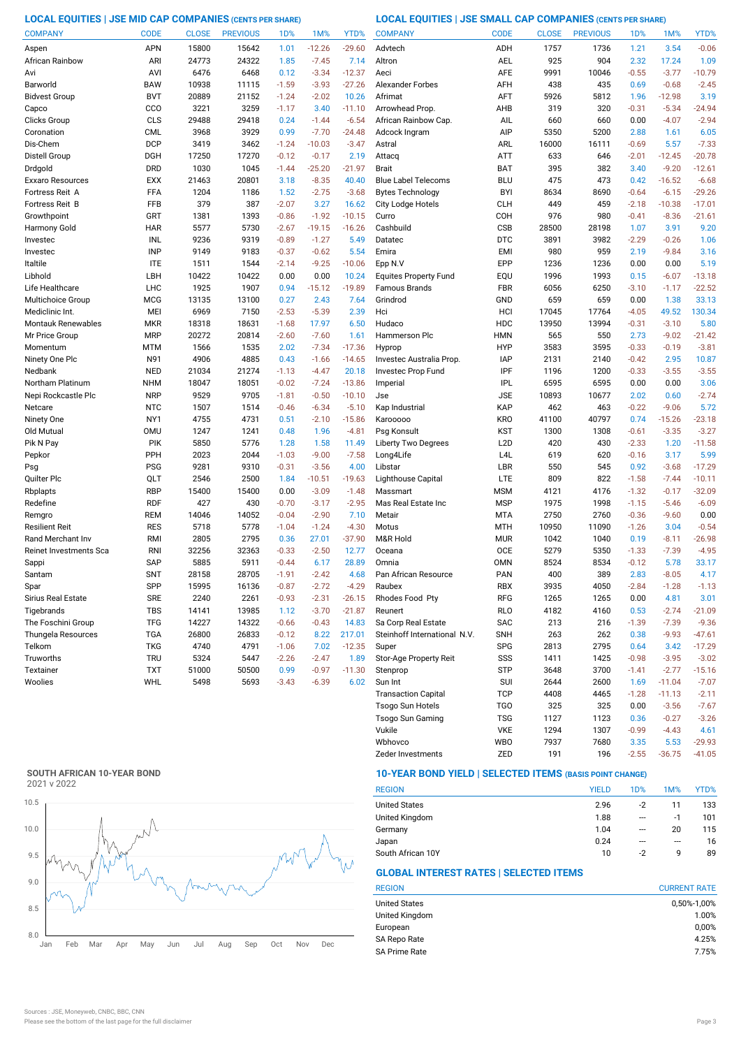## LOCAL EQUITIES | JSE MID CAP COMPANIES (CENTS PER SHARE)

| COMPANY | CODE | CLOSE | PREVIOUS | 1D% | 1M% | YTD% |
|---|---|---|---|---|---|---|
| Aspen | APN | 15800 | 15642 | 1.01 | -12.26 | -29.60 |
| African Rainbow | ARI | 24773 | 24322 | 1.85 | -7.45 | 7.14 |
| Avi | AVI | 6476 | 6468 | 0.12 | -3.34 | -12.37 |
| Barworld | BAW | 10938 | 11115 | -1.59 | -3.93 | -27.26 |
| Bidvest Group | BVT | 20889 | 21152 | -1.24 | -2.02 | 10.26 |
| Capco | CCO | 3221 | 3259 | -1.17 | 3.40 | -11.10 |
| Clicks Group | CLS | 29488 | 29418 | 0.24 | -1.44 | -6.54 |
| Coronation | CML | 3968 | 3929 | 0.99 | -7.70 | -24.48 |
| Dis-Chem | DCP | 3419 | 3462 | -1.24 | -10.03 | -3.47 |
| Distell Group | DGH | 17250 | 17270 | -0.12 | -0.17 | 2.19 |
| Drdgold | DRD | 1030 | 1045 | -1.44 | -25.20 | -21.97 |
| Exxaro Resources | EXX | 21463 | 20801 | 3.18 | -8.35 | 40.40 |
| Fortress Reit A | FFA | 1204 | 1186 | 1.52 | -2.75 | -3.68 |
| Fortress Reit B | FFB | 379 | 387 | -2.07 | 3.27 | 16.62 |
| Growthpoint | GRT | 1381 | 1393 | -0.86 | -1.92 | -10.15 |
| Harmony Gold | HAR | 5577 | 5730 | -2.67 | -19.15 | -16.26 |
| Investec | INL | 9236 | 9319 | -0.89 | -1.27 | 5.49 |
| Investec | INP | 9149 | 9183 | -0.37 | -0.62 | 5.54 |
| Italtile | ITE | 1511 | 1544 | -2.14 | -9.25 | -10.06 |
| Libhold | LBH | 10422 | 10422 | 0.00 | 0.00 | 10.24 |
| Life Healthcare | LHC | 1925 | 1907 | 0.94 | -15.12 | -19.89 |
| Multichoice Group | MCG | 13135 | 13100 | 0.27 | 2.43 | 7.64 |
| Mediclinic Int. | MEI | 6969 | 7150 | -2.53 | -5.39 | 2.39 |
| Montauk Renewables | MKR | 18318 | 18631 | -1.68 | 17.97 | 6.50 |
| Mr Price Group | MRP | 20272 | 20814 | -2.60 | -7.60 | 1.61 |
| Momentum | MTM | 1566 | 1535 | 2.02 | -7.34 | -17.36 |
| Ninety One Plc | N91 | 4906 | 4885 | 0.43 | -1.66 | -14.65 |
| Nedbank | NED | 21034 | 21274 | -1.13 | -4.47 | 20.18 |
| Northam Platinum | NHM | 18047 | 18051 | -0.02 | -7.24 | -13.86 |
| Nepi Rockcastle Plc | NRP | 9529 | 9705 | -1.81 | -0.50 | -10.10 |
| Netcare | NTC | 1507 | 1514 | -0.46 | -6.34 | -5.10 |
| Ninety One | NY1 | 4755 | 4731 | 0.51 | -2.10 | -15.86 |
| Old Mutual | OMU | 1247 | 1241 | 0.48 | 1.96 | -4.81 |
| Pik N Pay | PIK | 5850 | 5776 | 1.28 | 1.58 | 11.49 |
| Pepkor | PPH | 2023 | 2044 | -1.03 | -9.00 | -7.58 |
| Psg | PSG | 9281 | 9310 | -0.31 | -3.56 | 4.00 |
| Quilter Plc | QLT | 2546 | 2500 | 1.84 | -10.51 | -19.63 |
| Rbplapts | RBP | 15400 | 15400 | 0.00 | -3.09 | -1.48 |
| Redefine | RDF | 427 | 430 | -0.70 | -3.17 | -2.95 |
| Remgro | REM | 14046 | 14052 | -0.04 | -2.90 | 7.10 |
| Resilient Reit | RES | 5718 | 5778 | -1.04 | -1.24 | -4.30 |
| Rand Merchant Inv | RMI | 2805 | 2795 | 0.36 | 27.01 | -37.90 |
| Reinet Investments Sca | RNI | 32256 | 32363 | -0.33 | -2.50 | 12.77 |
| Sappi | SAP | 5885 | 5911 | -0.44 | 6.17 | 28.89 |
| Santam | SNT | 28158 | 28705 | -1.91 | -2.42 | 4.68 |
| Spar | SPP | 15995 | 16136 | -0.87 | -2.72 | -4.29 |
| Sirius Real Estate | SRE | 2240 | 2261 | -0.93 | -2.31 | -26.15 |
| Tigebrands | TBS | 14141 | 13985 | 1.12 | -3.70 | -21.87 |
| The Foschini Group | TFG | 14227 | 14322 | -0.66 | -0.43 | 14.83 |
| Thungela Resources | TGA | 26800 | 26833 | -0.12 | 8.22 | 217.01 |
| Telkom | TKG | 4740 | 4791 | -1.06 | 7.02 | -12.35 |
| Truworths | TRU | 5324 | 5447 | -2.26 | -2.47 | 1.89 |
| Textainer | TXT | 51000 | 50500 | 0.99 | -0.97 | -11.30 |
| Woolies | WHL | 5498 | 5693 | -3.43 | -6.39 | 6.02 |

## LOCAL EQUITIES | JSE SMALL CAP COMPANIES (CENTS PER SHARE)

| COMPANY | CODE | CLOSE | PREVIOUS | 1D% | 1M% | YTD% |
|---|---|---|---|---|---|---|
| Advtech | ADH | 1757 | 1736 | 1.21 | 3.54 | -0.06 |
| Altron | AEL | 925 | 904 | 2.32 | 17.24 | 1.09 |
| Aeci | AFE | 9991 | 10046 | -0.55 | -3.77 | -10.79 |
| Alexander Forbes | AFH | 438 | 435 | 0.69 | -0.68 | -2.45 |
| Afrimat | AFT | 5926 | 5812 | 1.96 | -12.98 | 3.19 |
| Arrowhead Prop. | AHB | 319 | 320 | -0.31 | -5.34 | -24.94 |
| African Rainbow Cap. | AIL | 660 | 660 | 0.00 | -4.07 | -2.94 |
| Adcock Ingram | AIP | 5350 | 5200 | 2.88 | 1.61 | 6.05 |
| Astral | ARL | 16000 | 16111 | -0.69 | 5.57 | -7.33 |
| Attacq | ATT | 633 | 646 | -2.01 | -12.45 | -20.78 |
| Brait | BAT | 395 | 382 | 3.40 | -9.20 | -12.61 |
| Blue Label Telecoms | BLU | 475 | 473 | 0.42 | -16.52 | -6.68 |
| Bytes Technology | BYI | 8634 | 8690 | -0.64 | -6.15 | -29.26 |
| City Lodge Hotels | CLH | 449 | 459 | -2.18 | -10.38 | -17.01 |
| Curro | COH | 976 | 980 | -0.41 | -8.36 | -21.61 |
| Cashbuild | CSB | 28500 | 28198 | 1.07 | 3.91 | 9.20 |
| Datatec | DTC | 3891 | 3982 | -2.29 | -0.26 | 1.06 |
| Emira | EMI | 980 | 959 | 2.19 | -9.84 | 3.16 |
| Epp N.V | EPP | 1236 | 1236 | 0.00 | 0.00 | 5.19 |
| Equites Property Fund | EQU | 1996 | 1993 | 0.15 | -6.07 | -13.18 |
| Famous Brands | FBR | 6056 | 6250 | -3.10 | -1.17 | -22.52 |
| Grindrod | GND | 659 | 659 | 0.00 | 1.38 | 33.13 |
| Hci | HCI | 17045 | 17764 | -4.05 | 49.52 | 130.34 |
| Hudaco | HDC | 13950 | 13994 | -0.31 | -3.10 | 5.80 |
| Hammerson Plc | HMN | 565 | 550 | 2.73 | -9.02 | -21.42 |
| Hyprop | HYP | 3583 | 3595 | -0.33 | -0.19 | -3.81 |
| Investec Australia Prop. | IAP | 2131 | 2140 | -0.42 | 2.95 | 10.87 |
| Investec Prop Fund | IPF | 1196 | 1200 | -0.33 | -3.55 | -3.55 |
| Imperial | IPL | 6595 | 6595 | 0.00 | 0.00 | 3.06 |
| Jse | JSE | 10893 | 10677 | 2.02 | 0.60 | -2.74 |
| Kap Industrial | KAP | 462 | 463 | -0.22 | -9.06 | 5.72 |
| Karooooo | KRO | 41100 | 40797 | 0.74 | -15.26 | -23.18 |
| Psg Konsult | KST | 1300 | 1308 | -0.61 | -3.35 | -3.27 |
| Liberty Two Degrees | L2D | 420 | 430 | -2.33 | 1.20 | -11.58 |
| Long4Life | L4L | 619 | 620 | -0.16 | 3.17 | 5.99 |
| Libstar | LBR | 550 | 545 | 0.92 | -3.68 | -17.29 |
| Lighthouse Capital | LTE | 809 | 822 | -1.58 | -7.44 | -10.11 |
| Massmart | MSM | 4121 | 4176 | -1.32 | -0.17 | -32.09 |
| Mas Real Estate Inc | MSP | 1975 | 1998 | -1.15 | -5.46 | -6.09 |
| Metair | MTA | 2750 | 2760 | -0.36 | -9.60 | 0.00 |
| Motus | MTH | 10950 | 11090 | -1.26 | 3.04 | -0.54 |
| M&R Hold | MUR | 1042 | 1040 | 0.19 | -8.11 | -26.98 |
| Oceana | OCE | 5279 | 5350 | -1.33 | -7.39 | -4.95 |
| Omnia | OMN | 8524 | 8534 | -0.12 | 5.78 | 33.17 |
| Pan African Resource | PAN | 400 | 389 | 2.83 | -8.05 | 4.17 |
| Raubex | RBX | 3935 | 4050 | -2.84 | -1.28 | -1.13 |
| Rhodes Food Pty | RFG | 1265 | 1265 | 0.00 | 4.81 | 3.01 |
| Reunert | RLO | 4182 | 4160 | 0.53 | -2.74 | -21.09 |
| Sa Corp Real Estate | SAC | 213 | 216 | -1.39 | -7.39 | -9.36 |
| Steinhoff International N.V. | SNH | 263 | 262 | 0.38 | -9.93 | -47.61 |
| Super | SPG | 2813 | 2795 | 0.64 | 3.42 | -17.29 |
| Stor-Age Property Reit | SSS | 1411 | 1425 | -0.98 | -3.95 | -3.02 |
| Stenprop | STP | 3648 | 3700 | -1.41 | -2.77 | -15.16 |
| Sun Int | SUI | 2644 | 2600 | 1.69 | -11.04 | -7.07 |
| Transaction Capital | TCP | 4408 | 4465 | -1.28 | -11.13 | -2.11 |
| Tsogo Sun Hotels | TGO | 325 | 325 | 0.00 | -3.56 | -7.67 |
| Tsogo Sun Gaming | TSG | 1127 | 1123 | 0.36 | -0.27 | -3.26 |
| Vukile | VKE | 1294 | 1307 | -0.99 | -4.43 | 4.61 |
| Wbhovco | WBO | 7937 | 7680 | 3.35 | 5.53 | -29.93 |
| Zeder Investments | ZED | 191 | 196 | -2.55 | -36.75 | -41.05 |

## SOUTH AFRICAN 10-YEAR BOND

2021 v 2022

## 10-YEAR BOND YIELD | SELECTED ITEMS (BASIS POINT CHANGE)

| REGION | YIELD | 1D% | 1M% | YTD% |
|---|---|---|---|---|
| United States | 2.96 | -2 | 11 | 133 |
| United Kingdom | 1.88 | --- | -1 | 101 |
| Germany | 1.04 | --- | 20 | 115 |
| Japan | 0.24 | --- | --- | 16 |
| South African 10Y | 10 | -2 | 9 | 89 |

## GLOBAL INTEREST RATES | SELECTED ITEMS

| REGION | CURRENT RATE |
|---|---|
| United States | 0,50%-1,00% |
| United Kingdom | 1.00% |
| European | 0,00% |
| SA Repo Rate | 4.25% |
| SA Prime Rate | 7.75% |

Sources : JSE, Moneyweb, CNBC, BBC, CNN

Please see the bottom of the last page for the full disclaimer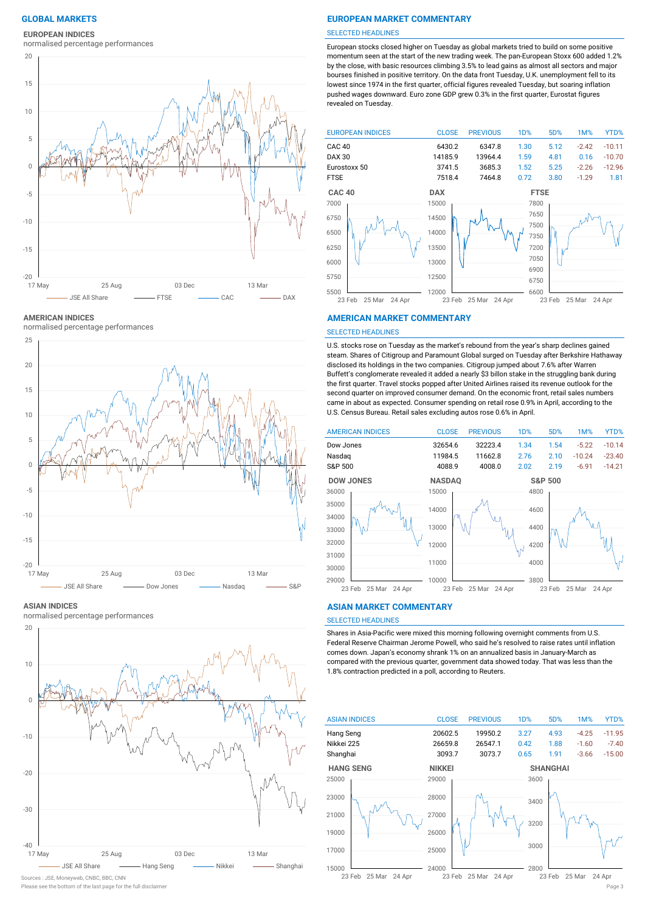## GLOBAL MARKETS

### EUROPEAN INDICES
normalised percentage performances

JSE All Share — FTSE — CAC — DAX

## EUROPEAN MARKET COMMENTARY

SELECTED HEADLINES

European stocks closed higher on Tuesday as global markets tried to build on some positive momentum seen at the start of the new trading week. The pan-European Stoxx 600 added 1.2% by the close, with basic resources climbing 3.5% to lead gains as almost all sectors and major bourses finished in positive territory. On the data front Tuesday, U.K. unemployment fell to its lowest since 1974 in the first quarter, official figures revealed Tuesday, but soaring inflation pushed wages downward. Euro zone GDP grew 0.3% in the first quarter, Eurostat figures revealed on Tuesday.

| EUROPEAN INDICES | CLOSE | PREVIOUS | 1D% | 5D% | 1M% | YTD% |
|---|---|---|---|---|---|---|
| CAC 40 | 6430.2 | 6347.8 | 1.30 | 5.12 | -2.42 | -10.11 |
| DAX 30 | 14185.9 | 13964.4 | 1.59 | 4.81 | 0.16 | -10.70 |
| Eurostoxx 50 | 3741.5 | 3685.3 | 1.52 | 5.25 | -2.26 | -12.96 |
| FTSE | 7518.4 | 7464.8 | 0.72 | 3.80 | -1.29 | 1.81 |

CAC 40 — DAX — FTSE

### AMERICAN INDICES
normalised percentage performances

JSE All Share — Dow Jones — Nasdaq — S&P

## AMERICAN MARKET COMMENTARY

SELECTED HEADLINES

U.S. stocks rose on Tuesday as the market's rebound from the year's sharp declines gained steam. Shares of Citigroup and Paramount Global surged on Tuesday after Berkshire Hathaway disclosed its holdings in the two companies. Citigroup jumped about 7.6% after Warren Buffett's conglomerate revealed it added a nearly $3 billon stake in the struggling bank during the first quarter. Travel stocks popped after United Airlines raised its revenue outlook for the second quarter on improved consumer demand. On the economic front, retail sales numbers came in about as expected. Consumer spending on retail rose 0.9% in April, according to the U.S. Census Bureau. Retail sales excluding autos rose 0.6% in April.

| AMERICAN INDICES | CLOSE | PREVIOUS | 1D% | 5D% | 1M% | YTD% |
|---|---|---|---|---|---|---|
| Dow Jones | 32654.6 | 32223.4 | 1.34 | 1.54 | -5.22 | -10.14 |
| Nasdaq | 11984.5 | 11662.8 | 2.76 | 2.10 | -10.24 | -23.40 |
| S&P 500 | 4088.9 | 4008.0 | 2.02 | 2.19 | -6.91 | -14.21 |

DOW JONES — NASDAQ — S&P 500

### ASIAN INDICES
normalised percentage performances

JSE All Share — Hang Seng — Nikkei — Shanghai

## ASIAN MARKET COMMENTARY

SELECTED HEADLINES

Shares in Asia-Pacific were mixed this morning following overnight comments from U.S. Federal Reserve Chairman Jerome Powell, who said he's resolved to raise rates until inflation comes down. Japan's economy shrank 1% on an annualized basis in January-March as compared with the previous quarter, government data showed today. That was less than the 1.8% contraction predicted in a poll, according to Reuters.

| ASIAN INDICES | CLOSE | PREVIOUS | 1D% | 5D% | 1M% | YTD% |
|---|---|---|---|---|---|---|
| Hang Seng | 20602.5 | 19950.2 | 3.27 | 4.93 | -4.25 | -11.95 |
| Nikkei 225 | 26659.8 | 26547.1 | 0.42 | 1.88 | -1.60 | -7.40 |
| Shanghai | 3093.7 | 3073.7 | 0.65 | 1.91 | -3.66 | -15.00 |

HANG SENG — NIKKEI — SHANGHAI

Sources : JSE, Moneyweb, CNBC, BBC, CNN

Please see the bottom of the last page for the full disclaimer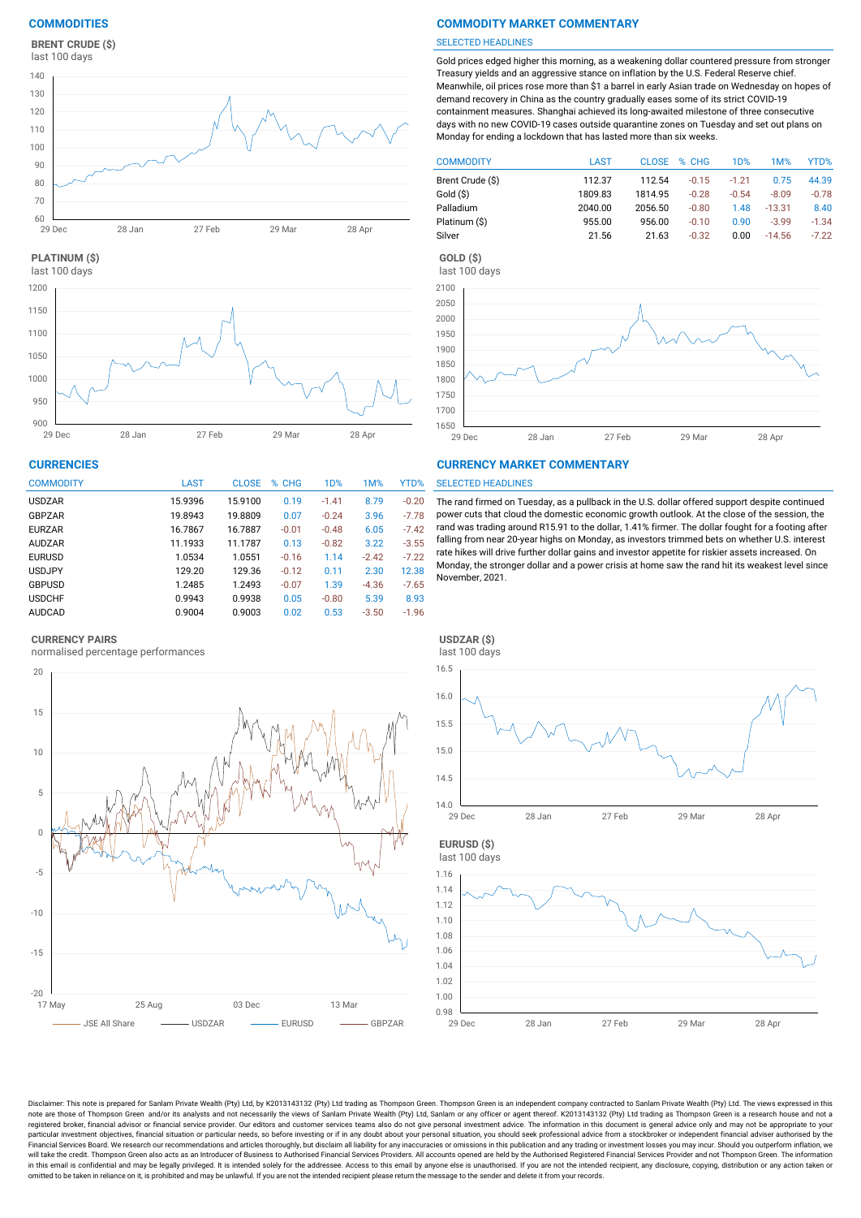## COMMODITIES

**BRENT CRUDE ($)**
last 100 days

140
130
120
110
100
90
80
70
60
29 Dec
28 Jan
27 Feb
29 Mar
28 Apr

**PLATINUM ($)**
last 100 days

1200
1150
1100
1050
1000
950
900
29 Dec
28 Jan
27 Feb
29 Mar
28 Apr

## COMMODITY MARKET COMMENTARY

SELECTED HEADLINES

Gold prices edged higher this morning, as a weakening dollar countered pressure from stronger Treasury yields and an aggressive stance on inflation by the U.S. Federal Reserve chief. Meanwhile, oil prices rose more than $1 a barrel in early Asian trade on Wednesday on hopes of demand recovery in China as the country gradually eases some of its strict COVID-19 containment measures. Shanghai achieved its long-awaited milestone of three consecutive days with no new COVID-19 cases outside quarantine zones on Tuesday and set out plans on Monday for ending a lockdown that has lasted more than six weeks.

| COMMODITY | LAST | CLOSE | % CHG | 1D% | 1M% | YTD% |
|---|---|---|---|---|---|---|
| Brent Crude ($) | 112.37 | 112.54 | -0.15 | -1.21 | 0.75 | 44.39 |
| Gold ($) | 1809.83 | 1814.95 | -0.28 | -0.54 | -8.09 | -0.78 |
| Palladium | 2040.00 | 2056.50 | -0.80 | 1.48 | -13.31 | 8.40 |
| Platinum ($) | 955.00 | 956.00 | -0.10 | 0.90 | -3.99 | -1.34 |
| Silver | 21.56 | 21.63 | -0.32 | 0.00 | -14.56 | -7.22 |

**GOLD ($)**
last 100 days

2100
2050
2000
1950
1900
1850
1800
1750
1700
1650
29 Dec
28 Jan
27 Feb
29 Mar
28 Apr

## CURRENCIES

| COMMODITY | LAST | CLOSE | % CHG | 1D% | 1M% | YTD% |
|---|---|---|---|---|---|---|
| USDZAR | 15.9396 | 15.9100 | 0.19 | -1.41 | 8.79 | -0.20 |
| GBPZAR | 19.8943 | 19.8809 | 0.07 | -0.24 | 3.96 | -7.78 |
| EURZAR | 16.7867 | 16.7887 | -0.01 | -0.48 | 6.05 | -7.42 |
| AUDZAR | 11.1933 | 11.1787 | 0.13 | -0.82 | 3.22 | -3.55 |
| EURUSD | 1.0534 | 1.0551 | -0.16 | 1.14 | -2.42 | -7.22 |
| USDJPY | 129.20 | 129.36 | -0.12 | 0.11 | 2.30 | 12.38 |
| GBPUSD | 1.2485 | 1.2493 | -0.07 | 1.39 | -4.36 | -7.65 |
| USDCHF | 0.9943 | 0.9938 | 0.05 | -0.80 | 5.39 | 8.93 |
| AUDCAD | 0.9004 | 0.9003 | 0.02 | 0.53 | -3.50 | -1.96 |

**CURRENCY PAIRS**
normalised percentage performances

20
15
10
5
0
-5
-10
-15
-20
17 May
25 Aug
03 Dec
13 Mar
JSE All Share
USDZAR
EURUSD
GBPZAR

## CURRENCY MARKET COMMENTARY

SELECTED HEADLINES

The rand firmed on Tuesday, as a pullback in the U.S. dollar offered support despite continued power cuts that cloud the domestic economic growth outlook. At the close of the session, the rand was trading around R15.91 to the dollar, 1.41% firmer. The dollar fought for a footing after falling from near 20-year highs on Monday, as investors trimmed bets on whether U.S. interest rate hikes will drive further dollar gains and investor appetite for riskier assets increased. On Monday, the stronger dollar and a power crisis at home saw the rand hit its weakest level since November, 2021.

**USDZAR ($)**
last 100 days

16.5
16.0
15.5
15.0
14.5
14.0
29 Dec
28 Jan
27 Feb
29 Mar
28 Apr

**EURUSD ($)**
last 100 days

1.16
1.14
1.12
1.10
1.08
1.06
1.04
1.02
1.00
0.98
29 Dec
28 Jan
27 Feb
29 Mar
28 Apr

Disclaimer: This note is prepared for Sanlam Private Wealth (Pty) Ltd, by K2013143132 (Pty) Ltd trading as Thompson Green. Thompson Green is an independent company contracted to Sanlam Private Wealth (Pty) Ltd. The views expressed in this note are those of Thompson Green and its analysts and not necessarily the views of Sanlam Private Wealth (Pty) Ltd, Sanlam or any officer or agent thereof. K2013143132 (Pty) Ltd trading as Thompson Green is a research house and not a registered broker, financial advisor or financial service provider. Our editors and customer services teams also do not give personal investment advice. The information in this document is general advice only and may not be appropriate to your particular investment objectives, financial situation or particular needs, so before investing or if in any doubt about your personal situation, you should seek professional advice from a stockbroker or independent financial adviser authorised by the Financial Services Board. We research our recommendations and articles thoroughly, but disclaim all liability for any inaccuracies or omissions in this publication and any trading or investment losses you may incur. Should you outperform inflation, we will take the credit. Thompson Green also acts as an Introducer of Business to Authorised Financial Services Providers. All accounts opened are held by the Authorised Registered Financial Service Provider and not Thompson Green. The information in this email is confidential and may be legally privileged. It is intended solely for the addressee. Access to this email by anyone else is unauthorised. If you are not the intended recipient, any disclosure, copying, distribution or any action taken or omitted to be taken in reliance on it, is prohibited and may be unlawful. If you are not the intended recipient please return the message to the sender and delete it from your records.